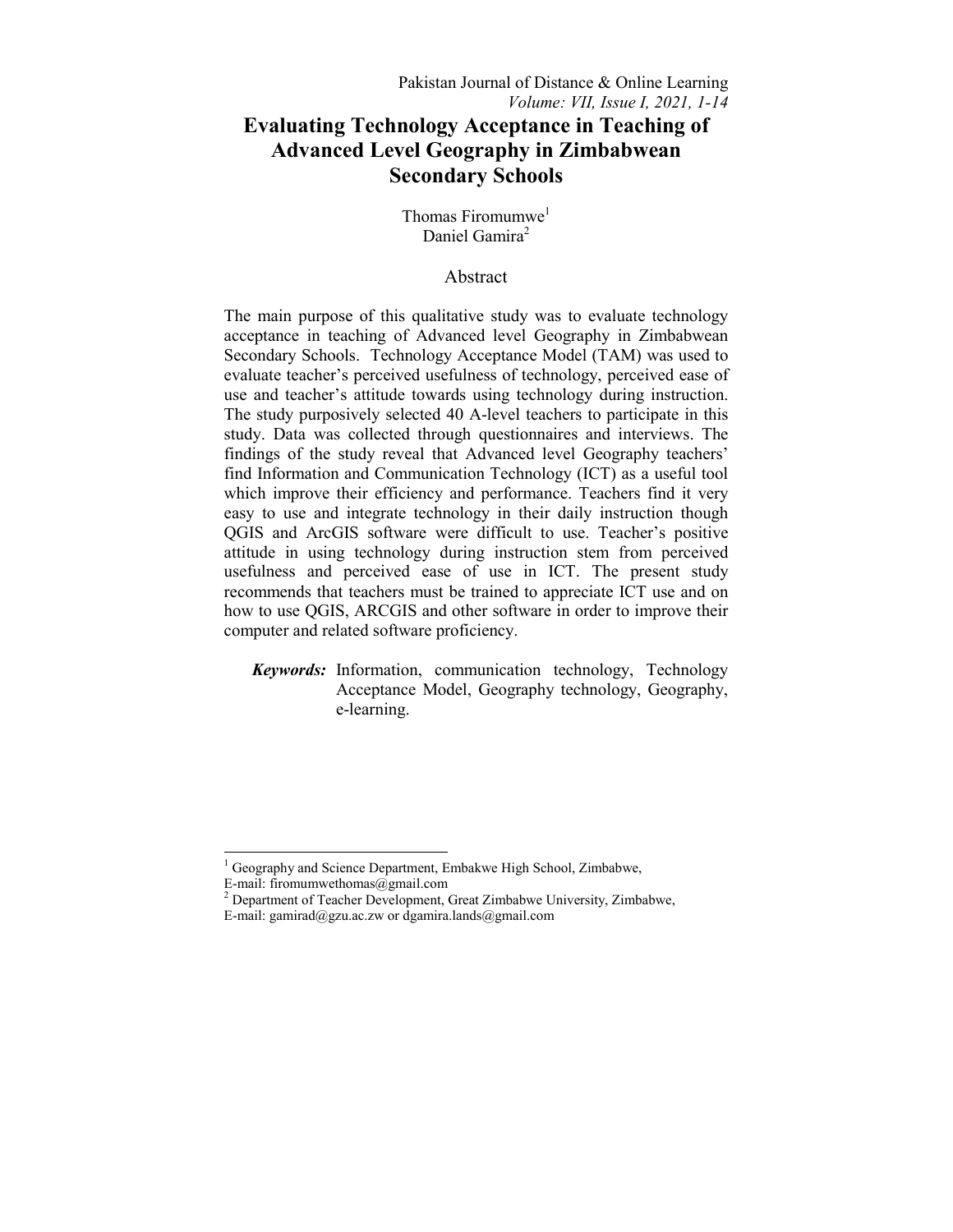# Evaluating Technology Acceptance in Teaching of Advanced Level Geography in Zimbabwean Secondary Schools

Thomas Firomumwe[1]
Daniel Gamira[2]

## Abstract

The main purpose of this qualitative study was to evaluate technology acceptance in teaching of Advanced level Geography in Zimbabwean Secondary Schools. Technology Acceptance Model (TAM) was used to evaluate teacher's perceived usefulness of technology, perceived ease of use and teacher's attitude towards using technology during instruction. The study purposively selected 40 A-level teachers to participate in this study. Data was collected through questionnaires and interviews. The findings of the study reveal that Advanced level Geography teachers' find Information and Communication Technology (ICT) as a useful tool which improve their efficiency and performance. Teachers find it very easy to use and integrate technology in their daily instruction though QGIS and ArcGIS software were difficult to use. Teacher's positive attitude in using technology during instruction stem from perceived usefulness and perceived ease of use in ICT. The present study recommends that teachers must be trained to appreciate ICT use and on how to use QGIS, ARCGIS and other software in order to improve their computer and related software proficiency.

***Keywords:*** Information, communication technology, Technology Acceptance Model, Geography technology, Geography, e-learning.

---

[1] Geography and Science Department, Embakwe High School, Zimbabwe, E-mail: firomumwethomas@gmail.com

[2] Department of Teacher Development, Great Zimbabwe University, Zimbabwe, E-mail: gamirad@gzu.ac.zw or dgamira.lands@gmail.com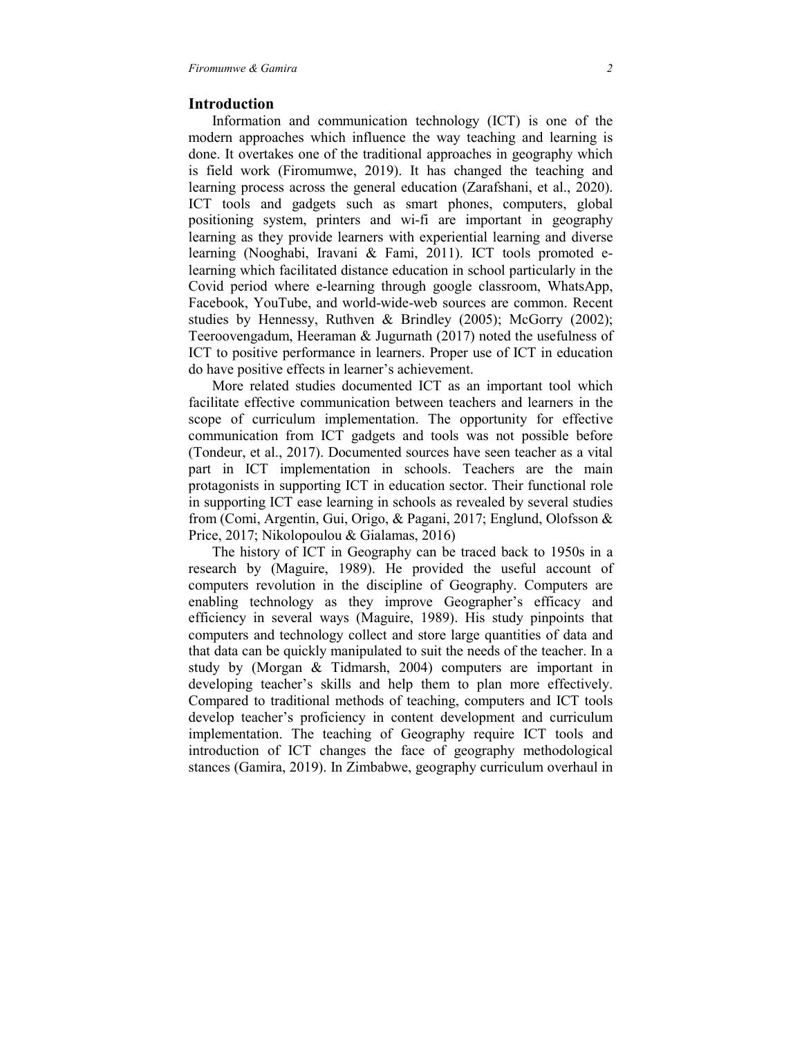## Introduction

Information and communication technology (ICT) is one of the modern approaches which influence the way teaching and learning is done. It overtakes one of the traditional approaches in geography which is field work (Firomumwe, 2019). It has changed the teaching and learning process across the general education (Zarafshani, et al., 2020). ICT tools and gadgets such as smart phones, computers, global positioning system, printers and wi-fi are important in geography learning as they provide learners with experiential learning and diverse learning (Nooghabi, Iravani & Fami, 2011). ICT tools promoted e-learning which facilitated distance education in school particularly in the Covid period where e-learning through google classroom, WhatsApp, Facebook, YouTube, and world-wide-web sources are common. Recent studies by Hennessy, Ruthven & Brindley (2005); McGorry (2002); Teeroovengadum, Heeraman & Jugurnath (2017) noted the usefulness of ICT to positive performance in learners. Proper use of ICT in education do have positive effects in learner's achievement.

More related studies documented ICT as an important tool which facilitate effective communication between teachers and learners in the scope of curriculum implementation. The opportunity for effective communication from ICT gadgets and tools was not possible before (Tondeur, et al., 2017). Documented sources have seen teacher as a vital part in ICT implementation in schools. Teachers are the main protagonists in supporting ICT in education sector. Their functional role in supporting ICT ease learning in schools as revealed by several studies from (Comi, Argentin, Gui, Origo, & Pagani, 2017; Englund, Olofsson & Price, 2017; Nikolopoulou & Gialamas, 2016)

The history of ICT in Geography can be traced back to 1950s in a research by (Maguire, 1989). He provided the useful account of computers revolution in the discipline of Geography. Computers are enabling technology as they improve Geographer's efficacy and efficiency in several ways (Maguire, 1989). His study pinpoints that computers and technology collect and store large quantities of data and that data can be quickly manipulated to suit the needs of the teacher. In a study by (Morgan & Tidmarsh, 2004) computers are important in developing teacher's skills and help them to plan more effectively. Compared to traditional methods of teaching, computers and ICT tools develop teacher's proficiency in content development and curriculum implementation. The teaching of Geography require ICT tools and introduction of ICT changes the face of geography methodological stances (Gamira, 2019). In Zimbabwe, geography curriculum overhaul in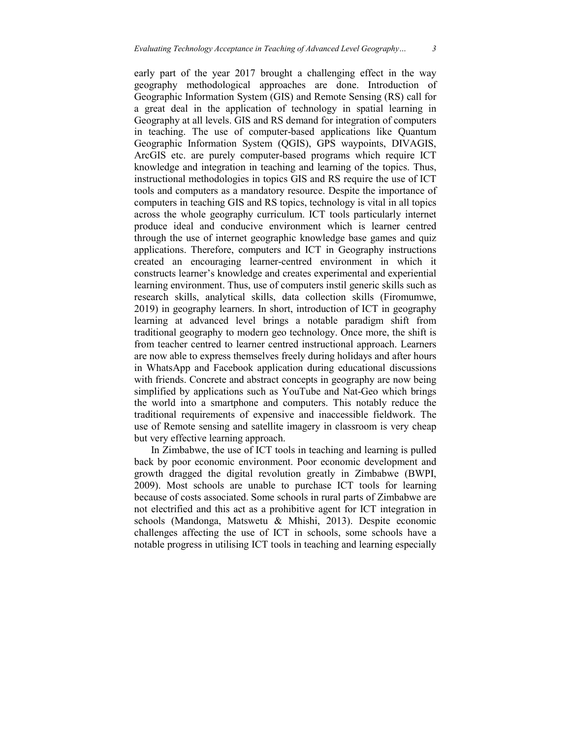early part of the year 2017 brought a challenging effect in the way geography methodological approaches are done. Introduction of Geographic Information System (GIS) and Remote Sensing (RS) call for a great deal in the application of technology in spatial learning in Geography at all levels. GIS and RS demand for integration of computers in teaching. The use of computer-based applications like Quantum Geographic Information System (QGIS), GPS waypoints, DIVAGIS, ArcGIS etc. are purely computer-based programs which require ICT knowledge and integration in teaching and learning of the topics. Thus, instructional methodologies in topics GIS and RS require the use of ICT tools and computers as a mandatory resource. Despite the importance of computers in teaching GIS and RS topics, technology is vital in all topics across the whole geography curriculum. ICT tools particularly internet produce ideal and conducive environment which is learner centred through the use of internet geographic knowledge base games and quiz applications. Therefore, computers and ICT in Geography instructions created an encouraging learner-centred environment in which it constructs learner's knowledge and creates experimental and experiential learning environment. Thus, use of computers instil generic skills such as research skills, analytical skills, data collection skills (Firomumwe, 2019) in geography learners. In short, introduction of ICT in geography learning at advanced level brings a notable paradigm shift from traditional geography to modern geo technology. Once more, the shift is from teacher centred to learner centred instructional approach. Learners are now able to express themselves freely during holidays and after hours in WhatsApp and Facebook application during educational discussions with friends. Concrete and abstract concepts in geography are now being simplified by applications such as YouTube and Nat-Geo which brings the world into a smartphone and computers. This notably reduce the traditional requirements of expensive and inaccessible fieldwork. The use of Remote sensing and satellite imagery in classroom is very cheap but very effective learning approach.

In Zimbabwe, the use of ICT tools in teaching and learning is pulled back by poor economic environment. Poor economic development and growth dragged the digital revolution greatly in Zimbabwe (BWPI, 2009). Most schools are unable to purchase ICT tools for learning because of costs associated. Some schools in rural parts of Zimbabwe are not electrified and this act as a prohibitive agent for ICT integration in schools (Mandonga, Matswetu & Mhishi, 2013). Despite economic challenges affecting the use of ICT in schools, some schools have a notable progress in utilising ICT tools in teaching and learning especially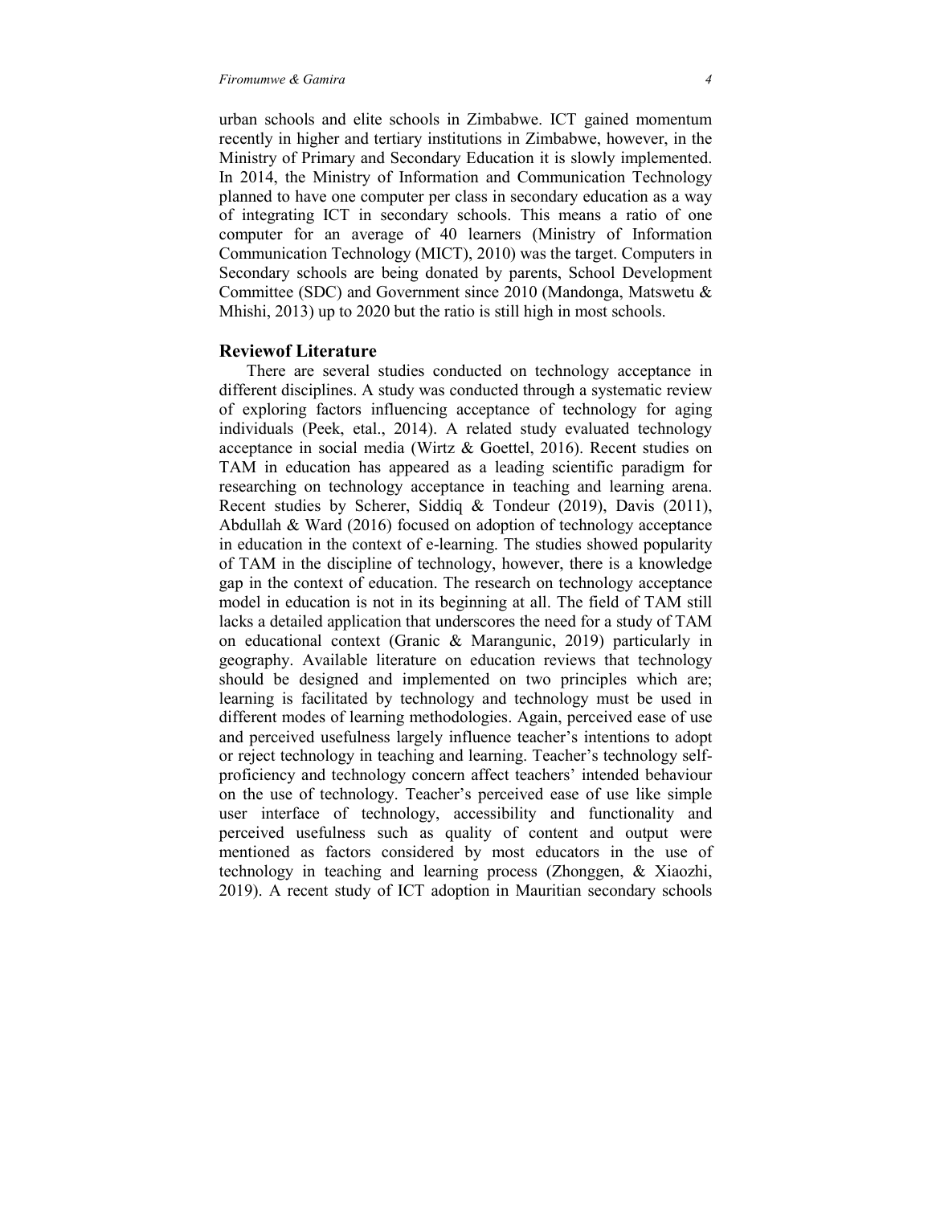urban schools and elite schools in Zimbabwe. ICT gained momentum recently in higher and tertiary institutions in Zimbabwe, however, in the Ministry of Primary and Secondary Education it is slowly implemented. In 2014, the Ministry of Information and Communication Technology planned to have one computer per class in secondary education as a way of integrating ICT in secondary schools. This means a ratio of one computer for an average of 40 learners (Ministry of Information Communication Technology (MICT), 2010) was the target. Computers in Secondary schools are being donated by parents, School Development Committee (SDC) and Government since 2010 (Mandonga, Matswetu & Mhishi, 2013) up to 2020 but the ratio is still high in most schools.

## Reviewof Literature

There are several studies conducted on technology acceptance in different disciplines. A study was conducted through a systematic review of exploring factors influencing acceptance of technology for aging individuals (Peek, etal., 2014). A related study evaluated technology acceptance in social media (Wirtz & Goettel, 2016). Recent studies on TAM in education has appeared as a leading scientific paradigm for researching on technology acceptance in teaching and learning arena. Recent studies by Scherer, Siddiq & Tondeur (2019), Davis (2011), Abdullah & Ward (2016) focused on adoption of technology acceptance in education in the context of e-learning. The studies showed popularity of TAM in the discipline of technology, however, there is a knowledge gap in the context of education. The research on technology acceptance model in education is not in its beginning at all. The field of TAM still lacks a detailed application that underscores the need for a study of TAM on educational context (Granic & Marangunic, 2019) particularly in geography. Available literature on education reviews that technology should be designed and implemented on two principles which are; learning is facilitated by technology and technology must be used in different modes of learning methodologies. Again, perceived ease of use and perceived usefulness largely influence teacher's intentions to adopt or reject technology in teaching and learning. Teacher's technology self-proficiency and technology concern affect teachers' intended behaviour on the use of technology. Teacher's perceived ease of use like simple user interface of technology, accessibility and functionality and perceived usefulness such as quality of content and output were mentioned as factors considered by most educators in the use of technology in teaching and learning process (Zhonggen, & Xiaozhi, 2019). A recent study of ICT adoption in Mauritian secondary schools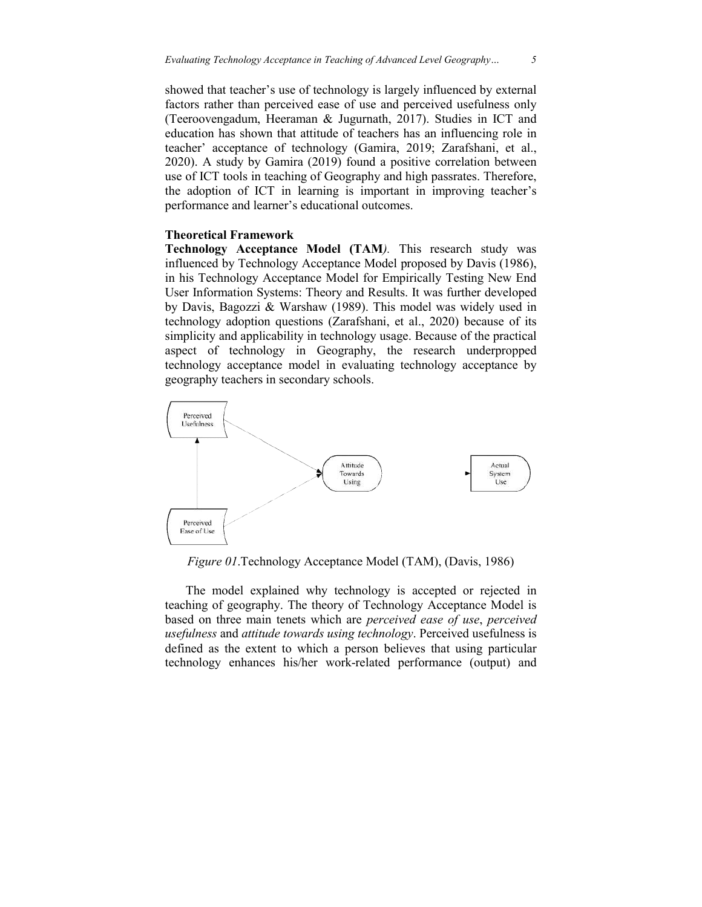showed that teacher's use of technology is largely influenced by external factors rather than perceived ease of use and perceived usefulness only (Teeroovengadum, Heeraman & Jugurnath, 2017). Studies in ICT and education has shown that attitude of teachers has an influencing role in teacher' acceptance of technology (Gamira, 2019; Zarafshani, et al., 2020). A study by Gamira (2019) found a positive correlation between use of ICT tools in teaching of Geography and high passrates. Therefore, the adoption of ICT in learning is important in improving teacher's performance and learner's educational outcomes.

## Theoretical Framework

**Technology Acceptance Model (TAM***)*. This research study was influenced by Technology Acceptance Model proposed by Davis (1986), in his Technology Acceptance Model for Empirically Testing New End User Information Systems: Theory and Results. It was further developed by Davis, Bagozzi & Warshaw (1989). This model was widely used in technology adoption questions (Zarafshani, et al., 2020) because of its simplicity and applicability in technology usage. Because of the practical aspect of technology in Geography, the research underpropped technology acceptance model in evaluating technology acceptance by geography teachers in secondary schools.

Perceived Usefulness

Attitude Towards Using

Actual System Use

Perceived Ease of Use

*Figure 01*.Technology Acceptance Model (TAM), (Davis, 1986)

The model explained why technology is accepted or rejected in teaching of geography. The theory of Technology Acceptance Model is based on three main tenets which are *perceived ease of use*, *perceived usefulness* and *attitude towards using technology*. Perceived usefulness is defined as the extent to which a person believes that using particular technology enhances his/her work-related performance (output) and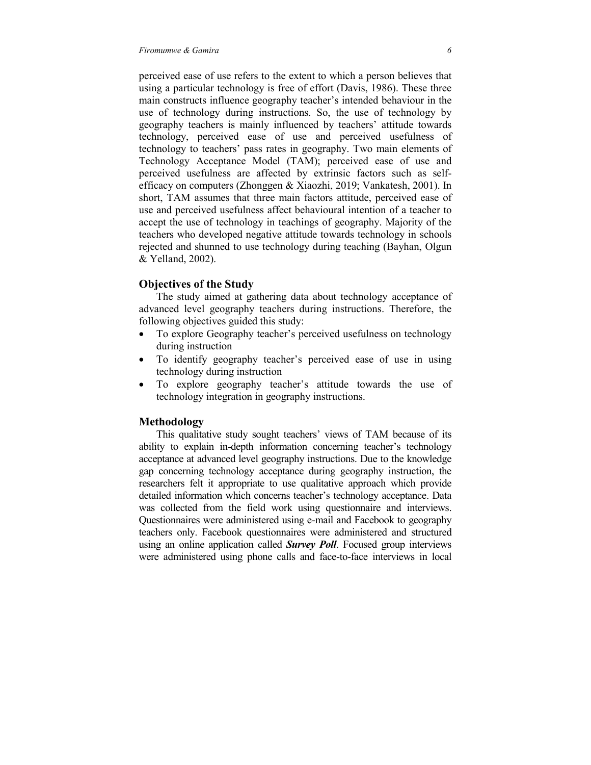perceived ease of use refers to the extent to which a person believes that using a particular technology is free of effort (Davis, 1986). These three main constructs influence geography teacher's intended behaviour in the use of technology during instructions. So, the use of technology by geography teachers is mainly influenced by teachers' attitude towards technology, perceived ease of use and perceived usefulness of technology to teachers' pass rates in geography. Two main elements of Technology Acceptance Model (TAM); perceived ease of use and perceived usefulness are affected by extrinsic factors such as self-efficacy on computers (Zhonggen & Xiaozhi, 2019; Vankatesh, 2001). In short, TAM assumes that three main factors attitude, perceived ease of use and perceived usefulness affect behavioural intention of a teacher to accept the use of technology in teachings of geography. Majority of the teachers who developed negative attitude towards technology in schools rejected and shunned to use technology during teaching (Bayhan, Olgun & Yelland, 2002).

## Objectives of the Study

The study aimed at gathering data about technology acceptance of advanced level geography teachers during instructions. Therefore, the following objectives guided this study:

- To explore Geography teacher's perceived usefulness on technology during instruction
- To identify geography teacher's perceived ease of use in using technology during instruction
- To explore geography teacher's attitude towards the use of technology integration in geography instructions.

## Methodology

This qualitative study sought teachers' views of TAM because of its ability to explain in-depth information concerning teacher's technology acceptance at advanced level geography instructions. Due to the knowledge gap concerning technology acceptance during geography instruction, the researchers felt it appropriate to use qualitative approach which provide detailed information which concerns teacher's technology acceptance. Data was collected from the field work using questionnaire and interviews. Questionnaires were administered using e-mail and Facebook to geography teachers only. Facebook questionnaires were administered and structured using an online application called ***Survey Poll***. Focused group interviews were administered using phone calls and face-to-face interviews in local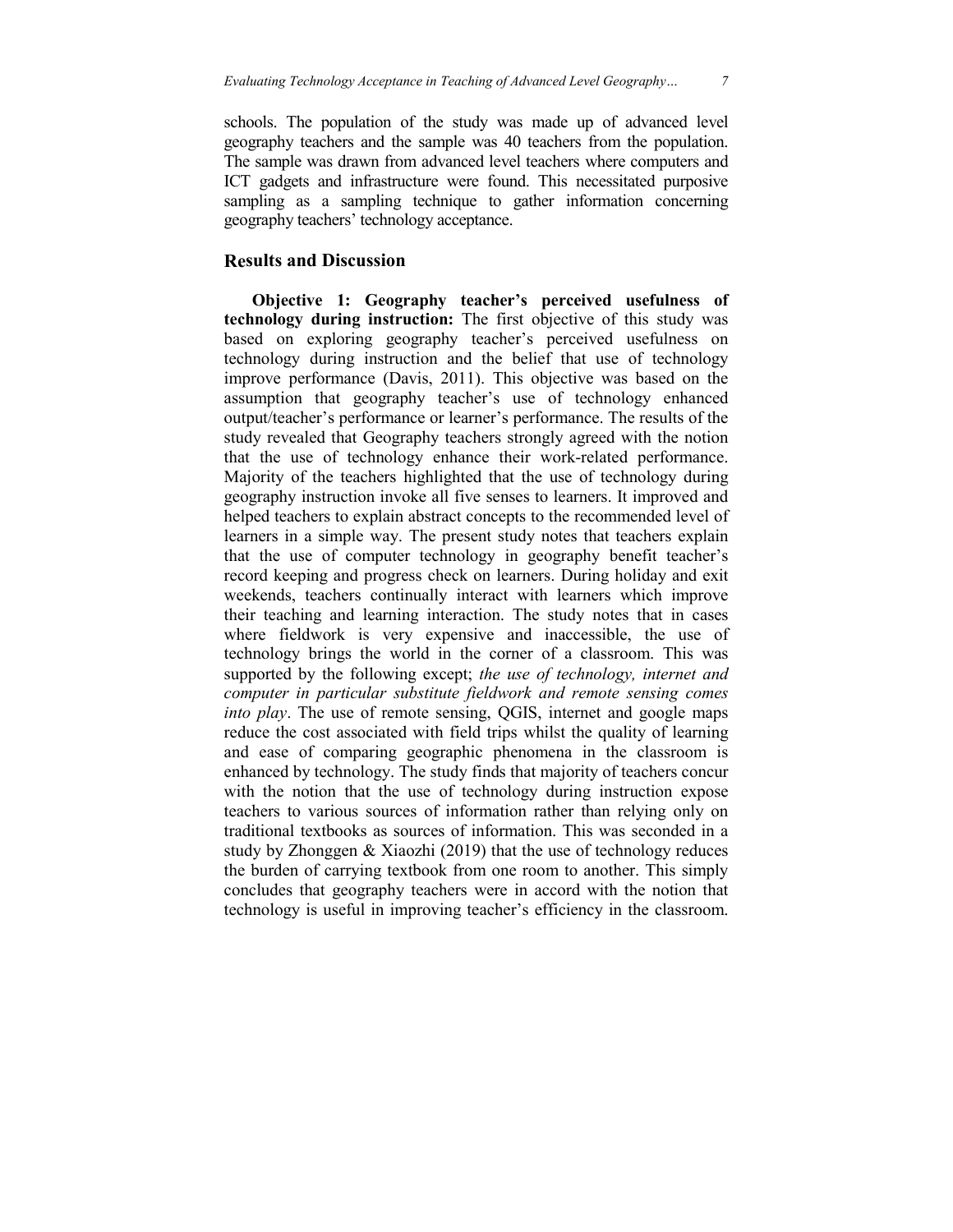schools. The population of the study was made up of advanced level geography teachers and the sample was 40 teachers from the population. The sample was drawn from advanced level teachers where computers and ICT gadgets and infrastructure were found. This necessitated purposive sampling as a sampling technique to gather information concerning geography teachers' technology acceptance.

## Results and Discussion

**Objective 1: Geography teacher's perceived usefulness of technology during instruction:** The first objective of this study was based on exploring geography teacher's perceived usefulness on technology during instruction and the belief that use of technology improve performance (Davis, 2011). This objective was based on the assumption that geography teacher's use of technology enhanced output/teacher's performance or learner's performance. The results of the study revealed that Geography teachers strongly agreed with the notion that the use of technology enhance their work-related performance. Majority of the teachers highlighted that the use of technology during geography instruction invoke all five senses to learners. It improved and helped teachers to explain abstract concepts to the recommended level of learners in a simple way. The present study notes that teachers explain that the use of computer technology in geography benefit teacher's record keeping and progress check on learners. During holiday and exit weekends, teachers continually interact with learners which improve their teaching and learning interaction. The study notes that in cases where fieldwork is very expensive and inaccessible, the use of technology brings the world in the corner of a classroom. This was supported by the following except; *the use of technology, internet and computer in particular substitute fieldwork and remote sensing comes into play*. The use of remote sensing, QGIS, internet and google maps reduce the cost associated with field trips whilst the quality of learning and ease of comparing geographic phenomena in the classroom is enhanced by technology. The study finds that majority of teachers concur with the notion that the use of technology during instruction expose teachers to various sources of information rather than relying only on traditional textbooks as sources of information. This was seconded in a study by Zhonggen & Xiaozhi (2019) that the use of technology reduces the burden of carrying textbook from one room to another. This simply concludes that geography teachers were in accord with the notion that technology is useful in improving teacher's efficiency in the classroom.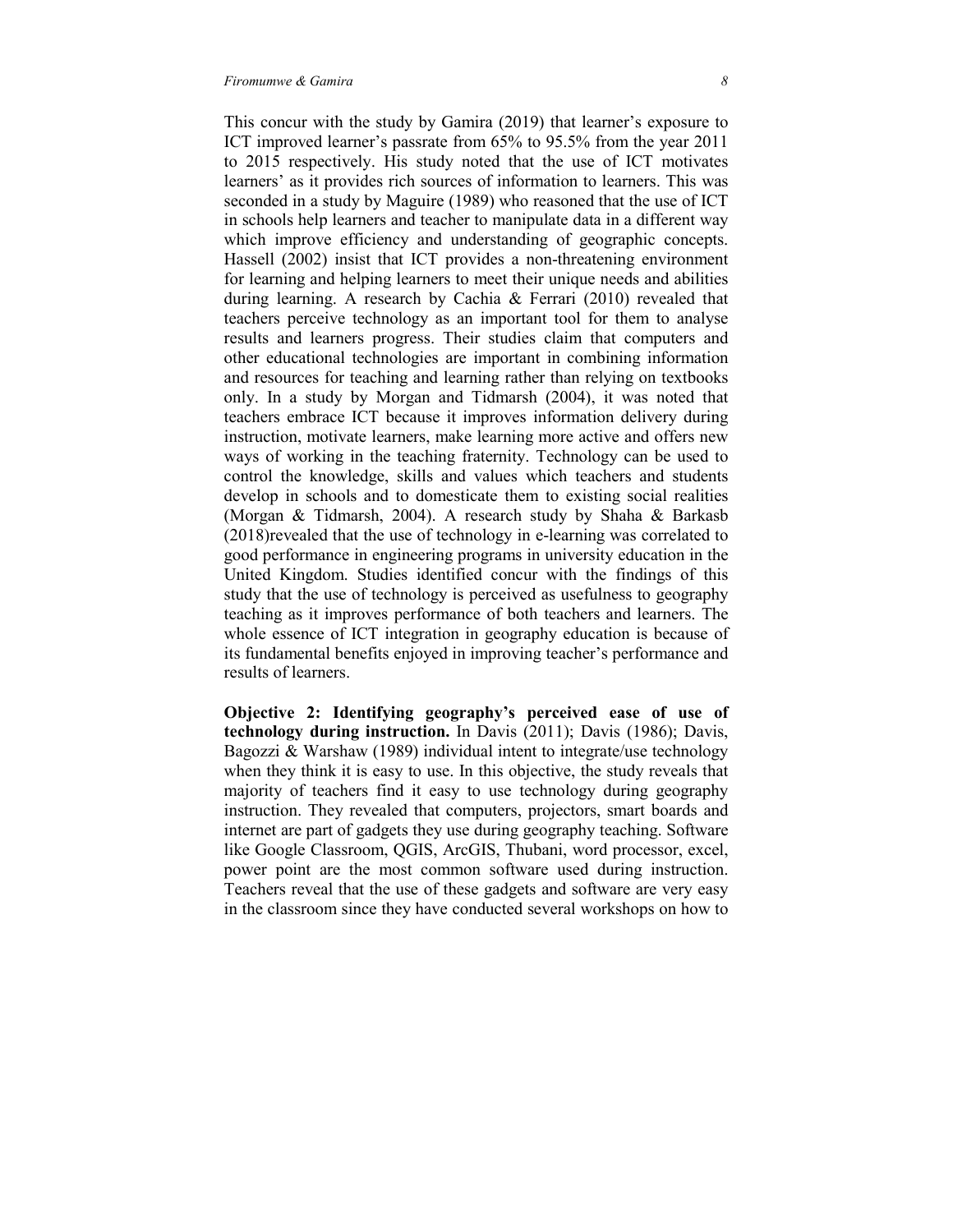This concur with the study by Gamira (2019) that learner's exposure to ICT improved learner's passrate from 65% to 95.5% from the year 2011 to 2015 respectively. His study noted that the use of ICT motivates learners' as it provides rich sources of information to learners. This was seconded in a study by Maguire (1989) who reasoned that the use of ICT in schools help learners and teacher to manipulate data in a different way which improve efficiency and understanding of geographic concepts. Hassell (2002) insist that ICT provides a non-threatening environment for learning and helping learners to meet their unique needs and abilities during learning. A research by Cachia & Ferrari (2010) revealed that teachers perceive technology as an important tool for them to analyse results and learners progress. Their studies claim that computers and other educational technologies are important in combining information and resources for teaching and learning rather than relying on textbooks only. In a study by Morgan and Tidmarsh (2004), it was noted that teachers embrace ICT because it improves information delivery during instruction, motivate learners, make learning more active and offers new ways of working in the teaching fraternity. Technology can be used to control the knowledge, skills and values which teachers and students develop in schools and to domesticate them to existing social realities (Morgan & Tidmarsh, 2004). A research study by Shaha & Barkasb (2018)revealed that the use of technology in e-learning was correlated to good performance in engineering programs in university education in the United Kingdom. Studies identified concur with the findings of this study that the use of technology is perceived as usefulness to geography teaching as it improves performance of both teachers and learners. The whole essence of ICT integration in geography education is because of its fundamental benefits enjoyed in improving teacher's performance and results of learners.

**Objective 2: Identifying geography's perceived ease of use of technology during instruction.** In Davis (2011); Davis (1986); Davis, Bagozzi & Warshaw (1989) individual intent to integrate/use technology when they think it is easy to use. In this objective, the study reveals that majority of teachers find it easy to use technology during geography instruction. They revealed that computers, projectors, smart boards and internet are part of gadgets they use during geography teaching. Software like Google Classroom, QGIS, ArcGIS, Thubani, word processor, excel, power point are the most common software used during instruction. Teachers reveal that the use of these gadgets and software are very easy in the classroom since they have conducted several workshops on how to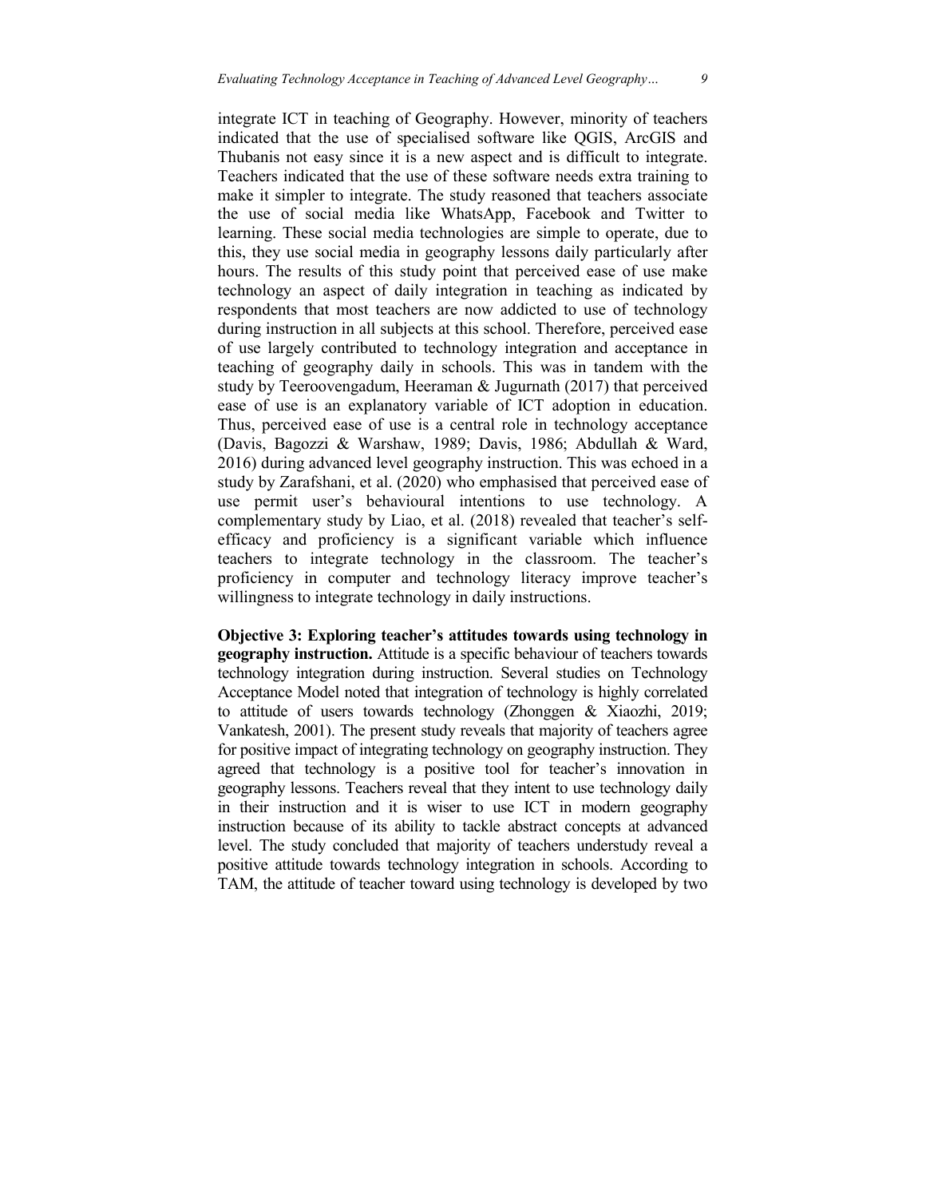integrate ICT in teaching of Geography. However, minority of teachers indicated that the use of specialised software like QGIS, ArcGIS and Thubanis not easy since it is a new aspect and is difficult to integrate. Teachers indicated that the use of these software needs extra training to make it simpler to integrate. The study reasoned that teachers associate the use of social media like WhatsApp, Facebook and Twitter to learning. These social media technologies are simple to operate, due to this, they use social media in geography lessons daily particularly after hours. The results of this study point that perceived ease of use make technology an aspect of daily integration in teaching as indicated by respondents that most teachers are now addicted to use of technology during instruction in all subjects at this school. Therefore, perceived ease of use largely contributed to technology integration and acceptance in teaching of geography daily in schools. This was in tandem with the study by Teeroovengadum, Heeraman & Jugurnath (2017) that perceived ease of use is an explanatory variable of ICT adoption in education. Thus, perceived ease of use is a central role in technology acceptance (Davis, Bagozzi & Warshaw, 1989; Davis, 1986; Abdullah & Ward, 2016) during advanced level geography instruction. This was echoed in a study by Zarafshani, et al. (2020) who emphasised that perceived ease of use permit user's behavioural intentions to use technology. A complementary study by Liao, et al. (2018) revealed that teacher's self-efficacy and proficiency is a significant variable which influence teachers to integrate technology in the classroom. The teacher's proficiency in computer and technology literacy improve teacher's willingness to integrate technology in daily instructions.

**Objective 3: Exploring teacher's attitudes towards using technology in geography instruction.** Attitude is a specific behaviour of teachers towards technology integration during instruction. Several studies on Technology Acceptance Model noted that integration of technology is highly correlated to attitude of users towards technology (Zhonggen & Xiaozhi, 2019; Vankatesh, 2001). The present study reveals that majority of teachers agree for positive impact of integrating technology on geography instruction. They agreed that technology is a positive tool for teacher's innovation in geography lessons. Teachers reveal that they intent to use technology daily in their instruction and it is wiser to use ICT in modern geography instruction because of its ability to tackle abstract concepts at advanced level. The study concluded that majority of teachers understudy reveal a positive attitude towards technology integration in schools. According to TAM, the attitude of teacher toward using technology is developed by two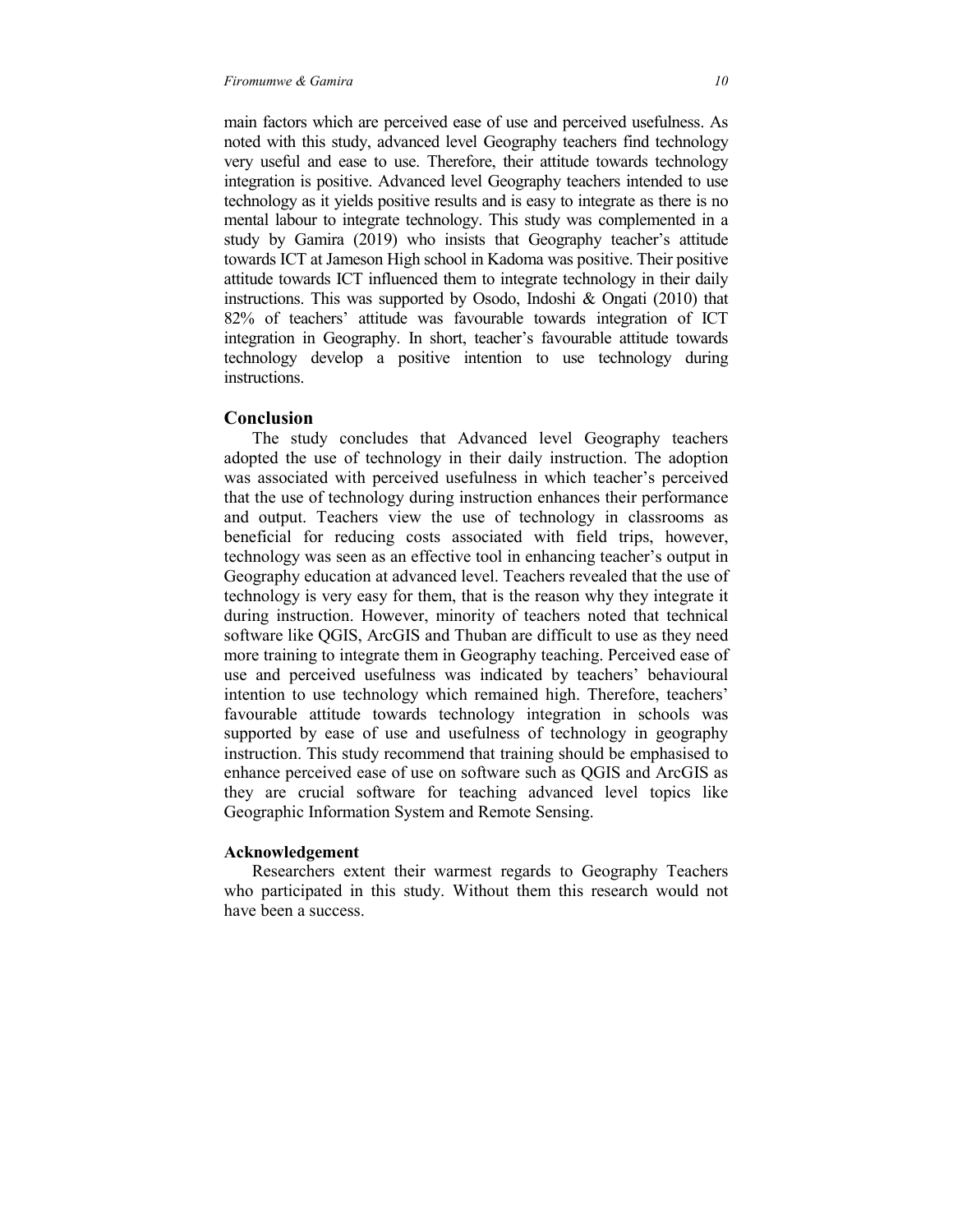main factors which are perceived ease of use and perceived usefulness. As noted with this study, advanced level Geography teachers find technology very useful and ease to use. Therefore, their attitude towards technology integration is positive. Advanced level Geography teachers intended to use technology as it yields positive results and is easy to integrate as there is no mental labour to integrate technology. This study was complemented in a study by Gamira (2019) who insists that Geography teacher's attitude towards ICT at Jameson High school in Kadoma was positive. Their positive attitude towards ICT influenced them to integrate technology in their daily instructions. This was supported by Osodo, Indoshi & Ongati (2010) that 82% of teachers' attitude was favourable towards integration of ICT integration in Geography. In short, teacher's favourable attitude towards technology develop a positive intention to use technology during instructions.

## Conclusion

The study concludes that Advanced level Geography teachers adopted the use of technology in their daily instruction. The adoption was associated with perceived usefulness in which teacher's perceived that the use of technology during instruction enhances their performance and output. Teachers view the use of technology in classrooms as beneficial for reducing costs associated with field trips, however, technology was seen as an effective tool in enhancing teacher's output in Geography education at advanced level. Teachers revealed that the use of technology is very easy for them, that is the reason why they integrate it during instruction. However, minority of teachers noted that technical software like QGIS, ArcGIS and Thuban are difficult to use as they need more training to integrate them in Geography teaching. Perceived ease of use and perceived usefulness was indicated by teachers' behavioural intention to use technology which remained high. Therefore, teachers' favourable attitude towards technology integration in schools was supported by ease of use and usefulness of technology in geography instruction. This study recommend that training should be emphasised to enhance perceived ease of use on software such as QGIS and ArcGIS as they are crucial software for teaching advanced level topics like Geographic Information System and Remote Sensing.

### Acknowledgement

Researchers extent their warmest regards to Geography Teachers who participated in this study. Without them this research would not have been a success.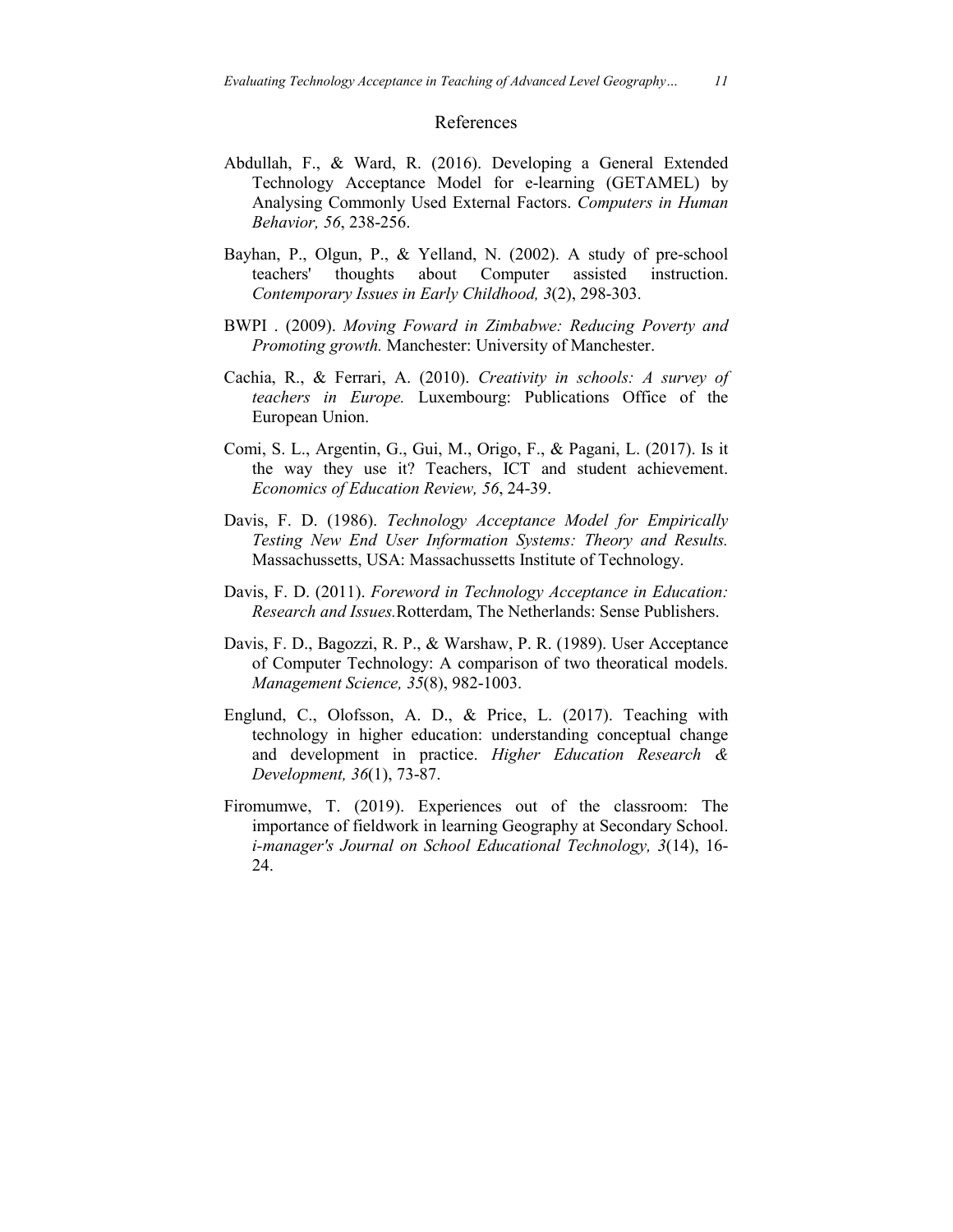# References

Abdullah, F., & Ward, R. (2016). Developing a General Extended Technology Acceptance Model for e-learning (GETAMEL) by Analysing Commonly Used External Factors. *Computers in Human Behavior, 56*, 238-256.

Bayhan, P., Olgun, P., & Yelland, N. (2002). A study of pre-school teachers' thoughts about Computer assisted instruction. *Contemporary Issues in Early Childhood, 3*(2), 298-303.

BWPI . (2009). *Moving Foward in Zimbabwe: Reducing Poverty and Promoting growth.* Manchester: University of Manchester.

Cachia, R., & Ferrari, A. (2010). *Creativity in schools: A survey of teachers in Europe.* Luxembourg: Publications Office of the European Union.

Comi, S. L., Argentin, G., Gui, M., Origo, F., & Pagani, L. (2017). Is it the way they use it? Teachers, ICT and student achievement. *Economics of Education Review, 56*, 24-39.

Davis, F. D. (1986). *Technology Acceptance Model for Empirically Testing New End User Information Systems: Theory and Results.* Massachussetts, USA: Massachussetts Institute of Technology.

Davis, F. D. (2011). *Foreword in Technology Acceptance in Education: Research and Issues.*Rotterdam, The Netherlands: Sense Publishers.

Davis, F. D., Bagozzi, R. P., & Warshaw, P. R. (1989). User Acceptance of Computer Technology: A comparison of two theoratical models. *Management Science, 35*(8), 982-1003.

Englund, C., Olofsson, A. D., & Price, L. (2017). Teaching with technology in higher education: understanding conceptual change and development in practice. *Higher Education Research & Development, 36*(1), 73-87.

Firomumwe, T. (2019). Experiences out of the classroom: The importance of fieldwork in learning Geography at Secondary School. *i-manager's Journal on School Educational Technology, 3*(14), 16-24.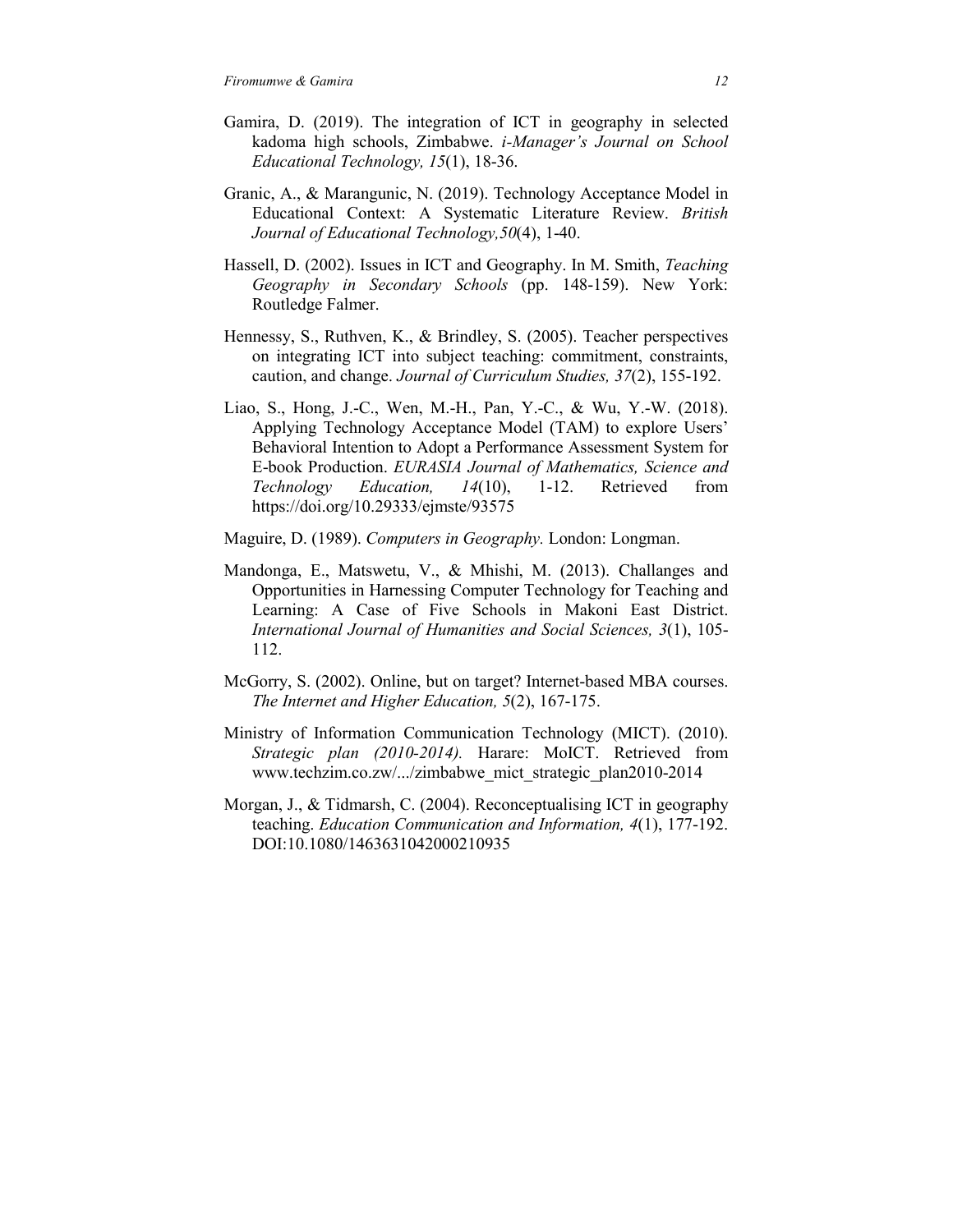Gamira, D. (2019). The integration of ICT in geography in selected kadoma high schools, Zimbabwe. *i-Manager's Journal on School Educational Technology, 15*(1), 18-36.

Granic, A., & Marangunic, N. (2019). Technology Acceptance Model in Educational Context: A Systematic Literature Review. *British Journal of Educational Technology,50*(4), 1-40.

Hassell, D. (2002). Issues in ICT and Geography. In M. Smith, *Teaching Geography in Secondary Schools* (pp. 148-159). New York: Routledge Falmer.

Hennessy, S., Ruthven, K., & Brindley, S. (2005). Teacher perspectives on integrating ICT into subject teaching: commitment, constraints, caution, and change. *Journal of Curriculum Studies, 37*(2), 155-192.

Liao, S., Hong, J.-C., Wen, M.-H., Pan, Y.-C., & Wu, Y.-W. (2018). Applying Technology Acceptance Model (TAM) to explore Users' Behavioral Intention to Adopt a Performance Assessment System for E-book Production. *EURASIA Journal of Mathematics, Science and Technology Education, 14*(10), 1-12. Retrieved from https://doi.org/10.29333/ejmste/93575

Maguire, D. (1989). *Computers in Geography.* London: Longman.

Mandonga, E., Matswetu, V., & Mhishi, M. (2013). Challanges and Opportunities in Harnessing Computer Technology for Teaching and Learning: A Case of Five Schools in Makoni East District. *International Journal of Humanities and Social Sciences, 3*(1), 105-112.

McGorry, S. (2002). Online, but on target? Internet-based MBA courses. *The Internet and Higher Education, 5*(2), 167-175.

Ministry of Information Communication Technology (MICT). (2010). *Strategic plan (2010-2014).* Harare: MoICT. Retrieved from www.techzim.co.zw/.../zimbabwe_mict_strategic_plan2010-2014

Morgan, J., & Tidmarsh, C. (2004). Reconceptualising ICT in geography teaching. *Education Communication and Information, 4*(1), 177-192. DOI:10.1080/1463631042000210935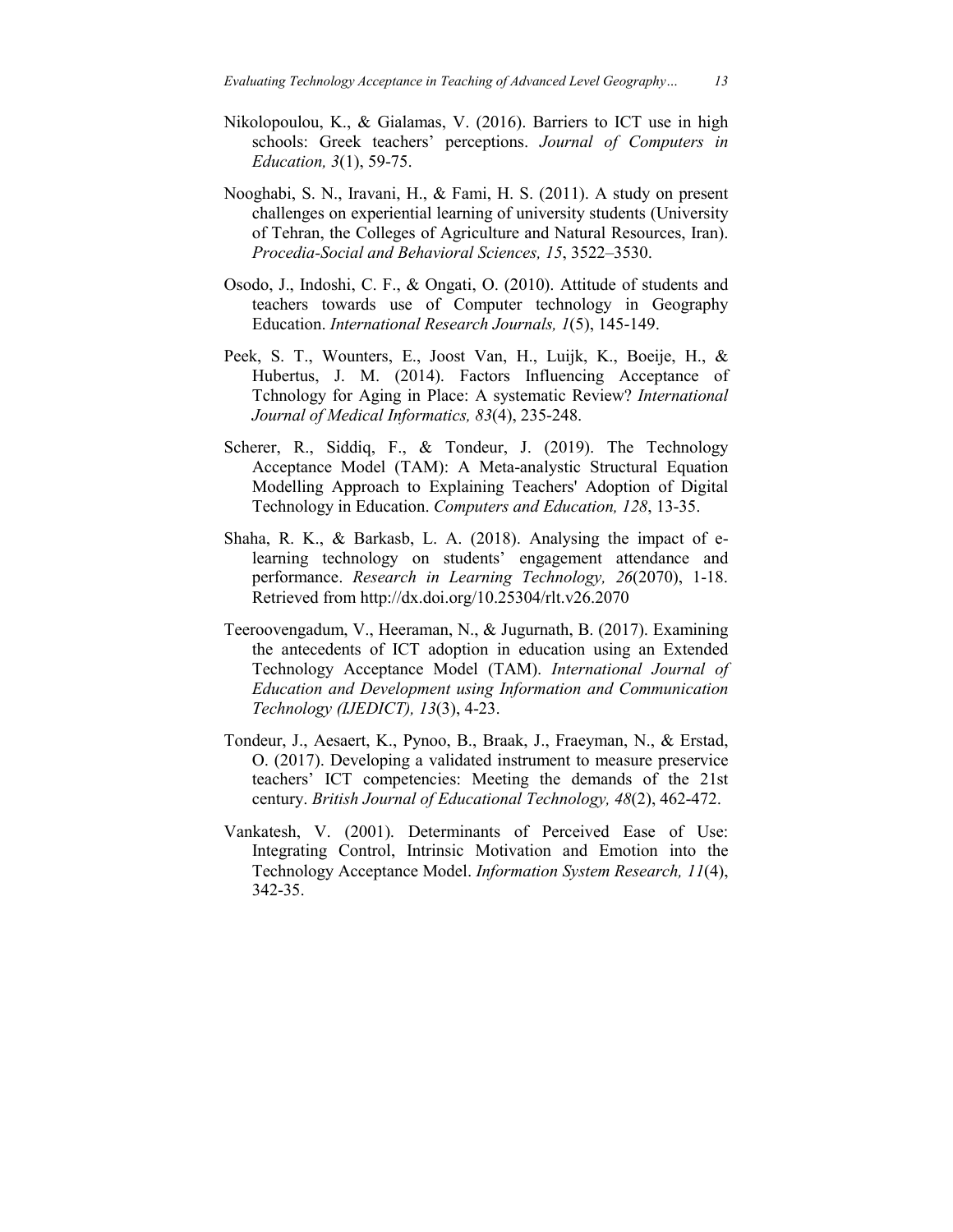Nikolopoulou, K., & Gialamas, V. (2016). Barriers to ICT use in high schools: Greek teachers' perceptions. *Journal of Computers in Education, 3*(1), 59-75.

Nooghabi, S. N., Iravani, H., & Fami, H. S. (2011). A study on present challenges on experiential learning of university students (University of Tehran, the Colleges of Agriculture and Natural Resources, Iran). *Procedia-Social and Behavioral Sciences, 15*, 3522–3530.

Osodo, J., Indoshi, C. F., & Ongati, O. (2010). Attitude of students and teachers towards use of Computer technology in Geography Education. *International Research Journals, 1*(5), 145-149.

Peek, S. T., Wounters, E., Joost Van, H., Luijk, K., Boeije, H., & Hubertus, J. M. (2014). Factors Influencing Acceptance of Tchnology for Aging in Place: A systematic Review? *International Journal of Medical Informatics, 83*(4), 235-248.

Scherer, R., Siddiq, F., & Tondeur, J. (2019). The Technology Acceptance Model (TAM): A Meta-analystic Structural Equation Modelling Approach to Explaining Teachers' Adoption of Digital Technology in Education. *Computers and Education, 128*, 13-35.

Shaha, R. K., & Barkasb, L. A. (2018). Analysing the impact of e-learning technology on students' engagement attendance and performance. *Research in Learning Technology, 26*(2070), 1-18. Retrieved from http://dx.doi.org/10.25304/rlt.v26.2070

Teeroovengadum, V., Heeraman, N., & Jugurnath, B. (2017). Examining the antecedents of ICT adoption in education using an Extended Technology Acceptance Model (TAM). *International Journal of Education and Development using Information and Communication Technology (IJEDICT), 13*(3), 4-23.

Tondeur, J., Aesaert, K., Pynoo, B., Braak, J., Fraeyman, N., & Erstad, O. (2017). Developing a validated instrument to measure preservice teachers' ICT competencies: Meeting the demands of the 21st century. *British Journal of Educational Technology, 48*(2), 462-472.

Vankatesh, V. (2001). Determinants of Perceived Ease of Use: Integrating Control, Intrinsic Motivation and Emotion into the Technology Acceptance Model. *Information System Research, 11*(4), 342-35.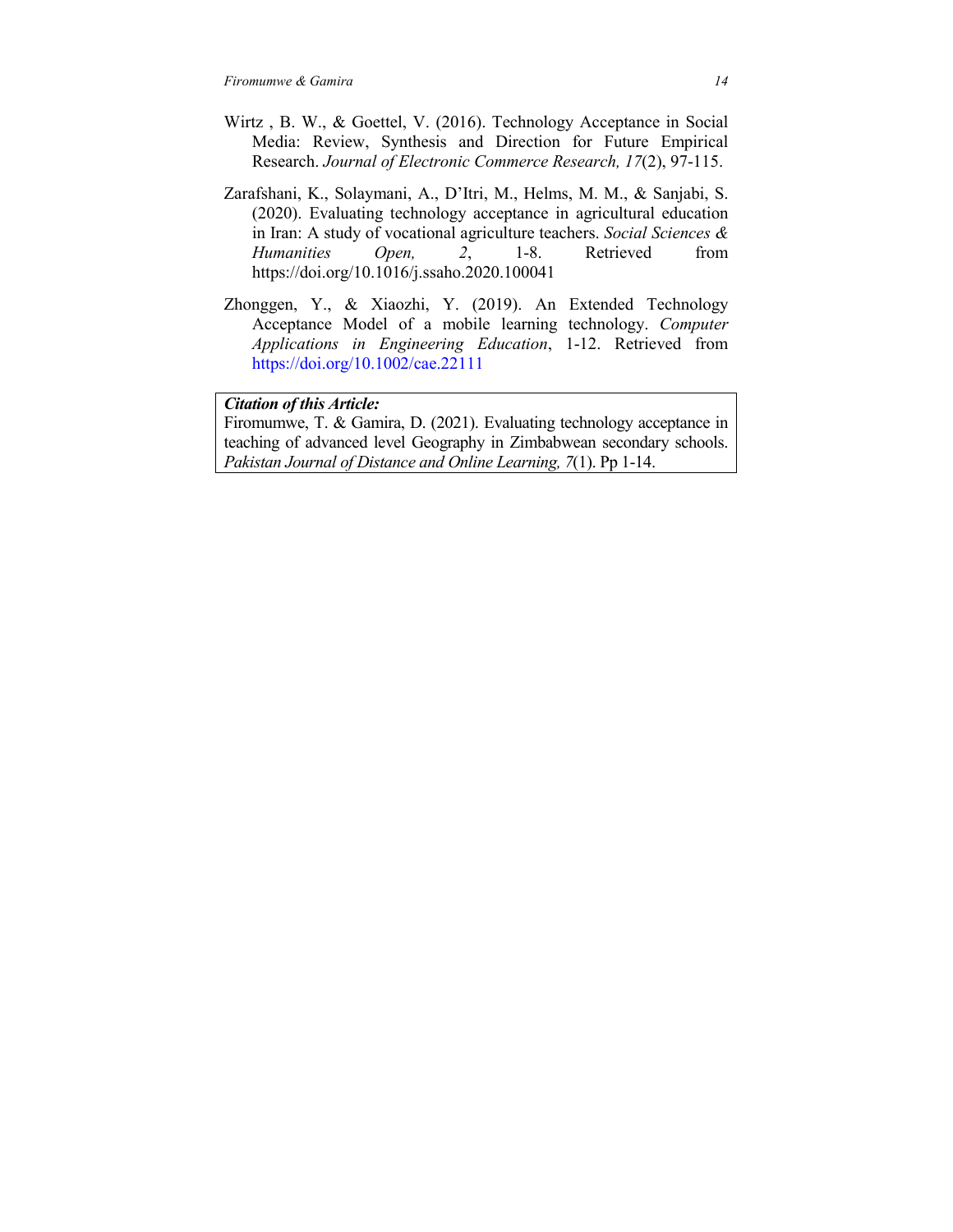Wirtz , B. W., & Goettel, V. (2016). Technology Acceptance in Social Media: Review, Synthesis and Direction for Future Empirical Research. *Journal of Electronic Commerce Research, 17*(2), 97-115.

Zarafshani, K., Solaymani, A., D'Itri, M., Helms, M. M., & Sanjabi, S. (2020). Evaluating technology acceptance in agricultural education in Iran: A study of vocational agriculture teachers. *Social Sciences & Humanities Open, 2*, 1-8. Retrieved from https://doi.org/10.1016/j.ssaho.2020.100041

Zhonggen, Y., & Xiaozhi, Y. (2019). An Extended Technology Acceptance Model of a mobile learning technology. *Computer Applications in Engineering Education*, 1-12. Retrieved from https://doi.org/10.1002/cae.22111

***Citation of this Article:***
Firomumwe, T. & Gamira, D. (2021). Evaluating technology acceptance in teaching of advanced level Geography in Zimbabwean secondary schools. *Pakistan Journal of Distance and Online Learning, 7*(1). Pp 1-14.